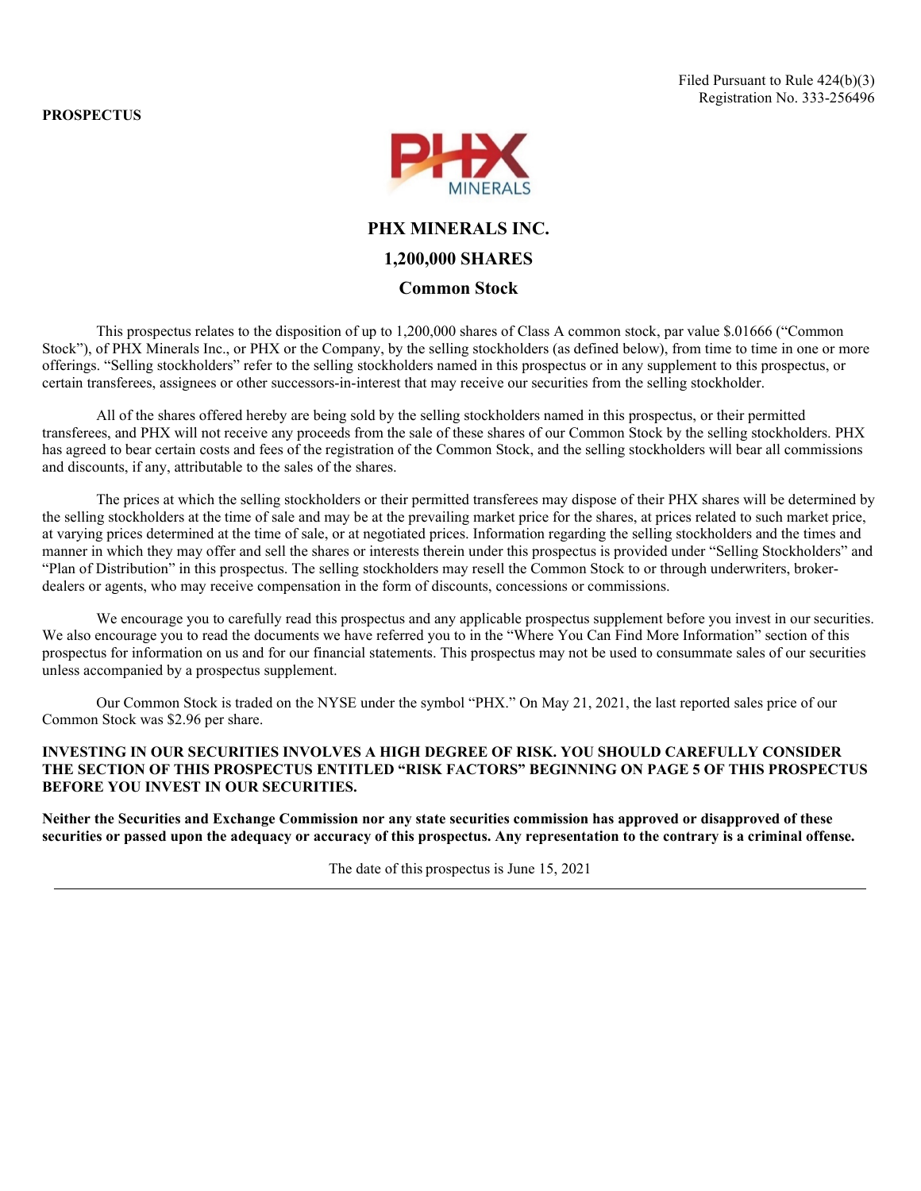Filed Pursuant to Rule 424(b)(3)
Registration No. 333-256496

**PROSPECTUS**

# PHX MINERALS INC.

## 1,200,000 SHARES

## Common Stock

This prospectus relates to the disposition of up to 1,200,000 shares of Class A common stock, par value $.01666 ("Common Stock"), of PHX Minerals Inc., or PHX or the Company, by the selling stockholders (as defined below), from time to time in one or more offerings. "Selling stockholders" refer to the selling stockholders named in this prospectus or in any supplement to this prospectus, or certain transferees, assignees or other successors-in-interest that may receive our securities from the selling stockholder.

All of the shares offered hereby are being sold by the selling stockholders named in this prospectus, or their permitted transferees, and PHX will not receive any proceeds from the sale of these shares of our Common Stock by the selling stockholders. PHX has agreed to bear certain costs and fees of the registration of the Common Stock, and the selling stockholders will bear all commissions and discounts, if any, attributable to the sales of the shares.

The prices at which the selling stockholders or their permitted transferees may dispose of their PHX shares will be determined by the selling stockholders at the time of sale and may be at the prevailing market price for the shares, at prices related to such market price, at varying prices determined at the time of sale, or at negotiated prices. Information regarding the selling stockholders and the times and manner in which they may offer and sell the shares or interests therein under this prospectus is provided under "Selling Stockholders" and "Plan of Distribution" in this prospectus. The selling stockholders may resell the Common Stock to or through underwriters, broker-dealers or agents, who may receive compensation in the form of discounts, concessions or commissions.

We encourage you to carefully read this prospectus and any applicable prospectus supplement before you invest in our securities. We also encourage you to read the documents we have referred you to in the "Where You Can Find More Information" section of this prospectus for information on us and for our financial statements. This prospectus may not be used to consummate sales of our securities unless accompanied by a prospectus supplement.

Our Common Stock is traded on the NYSE under the symbol "PHX." On May 21, 2021, the last reported sales price of our Common Stock was $2.96 per share.

**INVESTING IN OUR SECURITIES INVOLVES A HIGH DEGREE OF RISK. YOU SHOULD CAREFULLY CONSIDER THE SECTION OF THIS PROSPECTUS ENTITLED "RISK FACTORS" BEGINNING ON PAGE 5 OF THIS PROSPECTUS BEFORE YOU INVEST IN OUR SECURITIES.**

**Neither the Securities and Exchange Commission nor any state securities commission has approved or disapproved of these securities or passed upon the adequacy or accuracy of this prospectus. Any representation to the contrary is a criminal offense.**

The date of this prospectus is June 15, 2021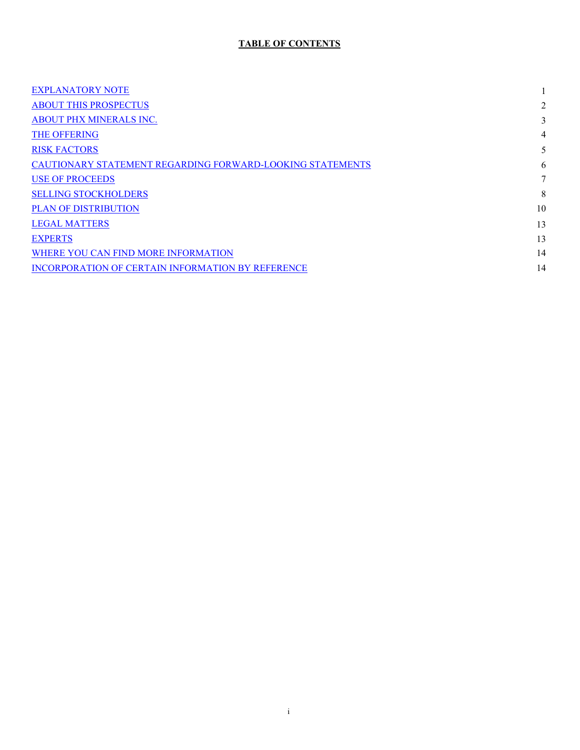**TABLE OF CONTENTS**

| | |
|---|---|
| EXPLANATORY NOTE | 1 |
| ABOUT THIS PROSPECTUS | 2 |
| ABOUT PHX MINERALS INC. | 3 |
| THE OFFERING | 4 |
| RISK FACTORS | 5 |
| CAUTIONARY STATEMENT REGARDING FORWARD-LOOKING STATEMENTS | 6 |
| USE OF PROCEEDS | 7 |
| SELLING STOCKHOLDERS | 8 |
| PLAN OF DISTRIBUTION | 10 |
| LEGAL MATTERS | 13 |
| EXPERTS | 13 |
| WHERE YOU CAN FIND MORE INFORMATION | 14 |
| INCORPORATION OF CERTAIN INFORMATION BY REFERENCE | 14 |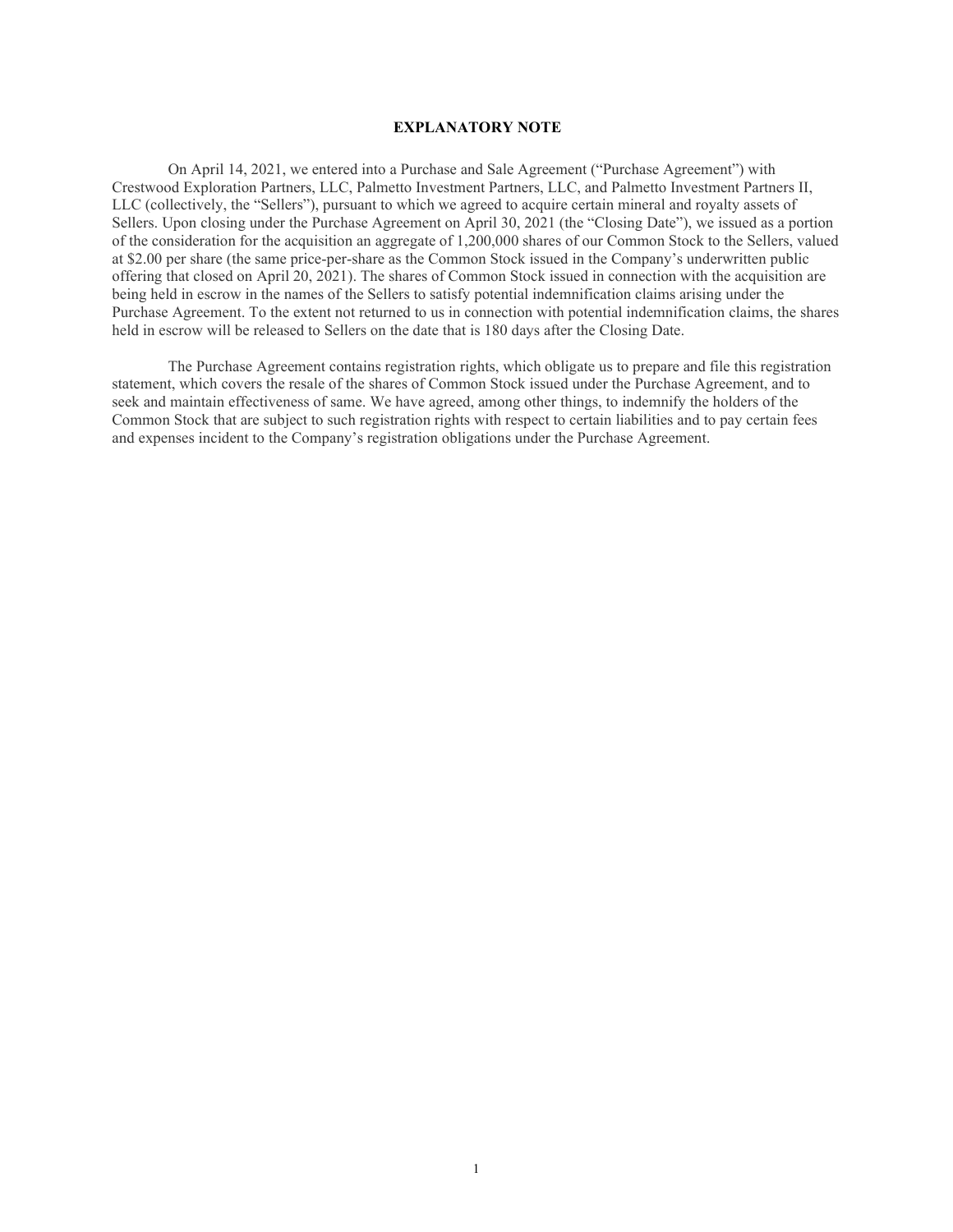## EXPLANATORY NOTE

On April 14, 2021, we entered into a Purchase and Sale Agreement ("Purchase Agreement") with Crestwood Exploration Partners, LLC, Palmetto Investment Partners, LLC, and Palmetto Investment Partners II, LLC (collectively, the "Sellers"), pursuant to which we agreed to acquire certain mineral and royalty assets of Sellers. Upon closing under the Purchase Agreement on April 30, 2021 (the "Closing Date"), we issued as a portion of the consideration for the acquisition an aggregate of 1,200,000 shares of our Common Stock to the Sellers, valued at $2.00 per share (the same price-per-share as the Common Stock issued in the Company's underwritten public offering that closed on April 20, 2021). The shares of Common Stock issued in connection with the acquisition are being held in escrow in the names of the Sellers to satisfy potential indemnification claims arising under the Purchase Agreement. To the extent not returned to us in connection with potential indemnification claims, the shares held in escrow will be released to Sellers on the date that is 180 days after the Closing Date.

The Purchase Agreement contains registration rights, which obligate us to prepare and file this registration statement, which covers the resale of the shares of Common Stock issued under the Purchase Agreement, and to seek and maintain effectiveness of same. We have agreed, among other things, to indemnify the holders of the Common Stock that are subject to such registration rights with respect to certain liabilities and to pay certain fees and expenses incident to the Company's registration obligations under the Purchase Agreement.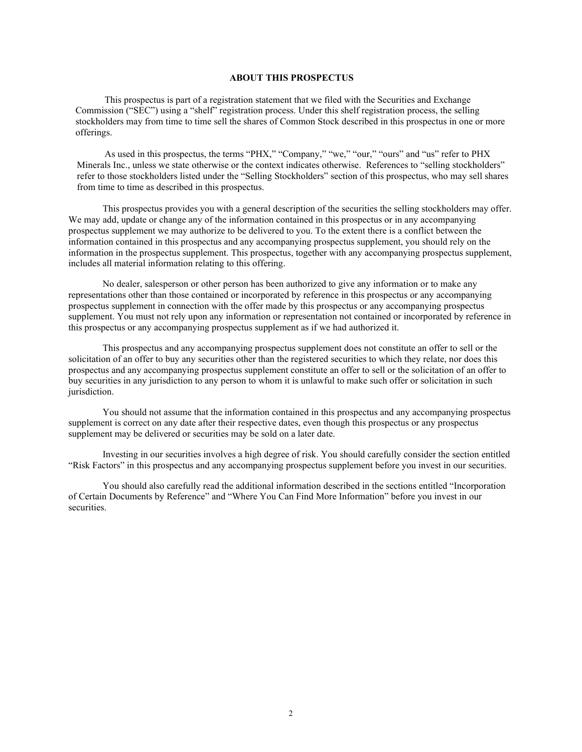## ABOUT THIS PROSPECTUS

This prospectus is part of a registration statement that we filed with the Securities and Exchange Commission ("SEC") using a "shelf" registration process. Under this shelf registration process, the selling stockholders may from time to time sell the shares of Common Stock described in this prospectus in one or more offerings.

As used in this prospectus, the terms "PHX," "Company," "we," "our," "ours" and "us" refer to PHX Minerals Inc., unless we state otherwise or the context indicates otherwise. References to "selling stockholders" refer to those stockholders listed under the "Selling Stockholders" section of this prospectus, who may sell shares from time to time as described in this prospectus.

This prospectus provides you with a general description of the securities the selling stockholders may offer. We may add, update or change any of the information contained in this prospectus or in any accompanying prospectus supplement we may authorize to be delivered to you. To the extent there is a conflict between the information contained in this prospectus and any accompanying prospectus supplement, you should rely on the information in the prospectus supplement. This prospectus, together with any accompanying prospectus supplement, includes all material information relating to this offering.

No dealer, salesperson or other person has been authorized to give any information or to make any representations other than those contained or incorporated by reference in this prospectus or any accompanying prospectus supplement in connection with the offer made by this prospectus or any accompanying prospectus supplement. You must not rely upon any information or representation not contained or incorporated by reference in this prospectus or any accompanying prospectus supplement as if we had authorized it.

This prospectus and any accompanying prospectus supplement does not constitute an offer to sell or the solicitation of an offer to buy any securities other than the registered securities to which they relate, nor does this prospectus and any accompanying prospectus supplement constitute an offer to sell or the solicitation of an offer to buy securities in any jurisdiction to any person to whom it is unlawful to make such offer or solicitation in such jurisdiction.

You should not assume that the information contained in this prospectus and any accompanying prospectus supplement is correct on any date after their respective dates, even though this prospectus or any prospectus supplement may be delivered or securities may be sold on a later date.

Investing in our securities involves a high degree of risk. You should carefully consider the section entitled "Risk Factors" in this prospectus and any accompanying prospectus supplement before you invest in our securities.

You should also carefully read the additional information described in the sections entitled "Incorporation of Certain Documents by Reference" and "Where You Can Find More Information" before you invest in our securities.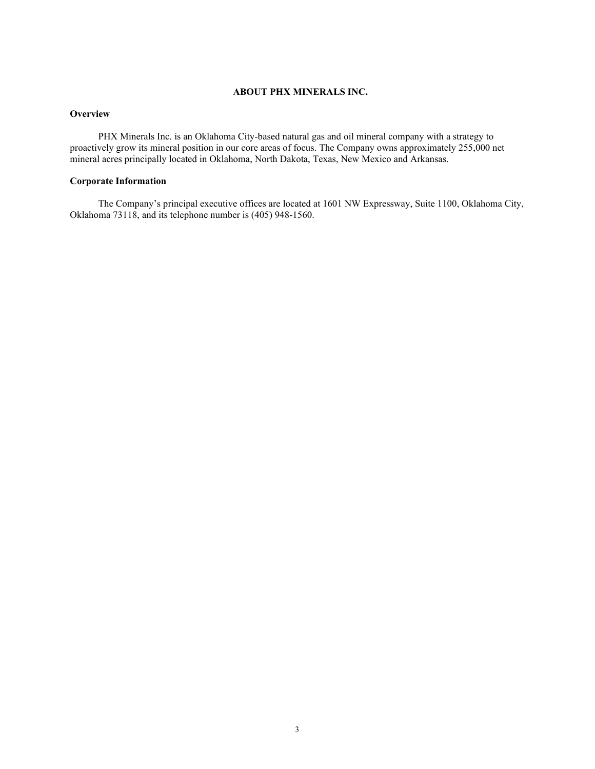# ABOUT PHX MINERALS INC.

## Overview

PHX Minerals Inc. is an Oklahoma City-based natural gas and oil mineral company with a strategy to proactively grow its mineral position in our core areas of focus. The Company owns approximately 255,000 net mineral acres principally located in Oklahoma, North Dakota, Texas, New Mexico and Arkansas.

## Corporate Information

The Company's principal executive offices are located at 1601 NW Expressway, Suite 1100, Oklahoma City, Oklahoma 73118, and its telephone number is (405) 948-1560.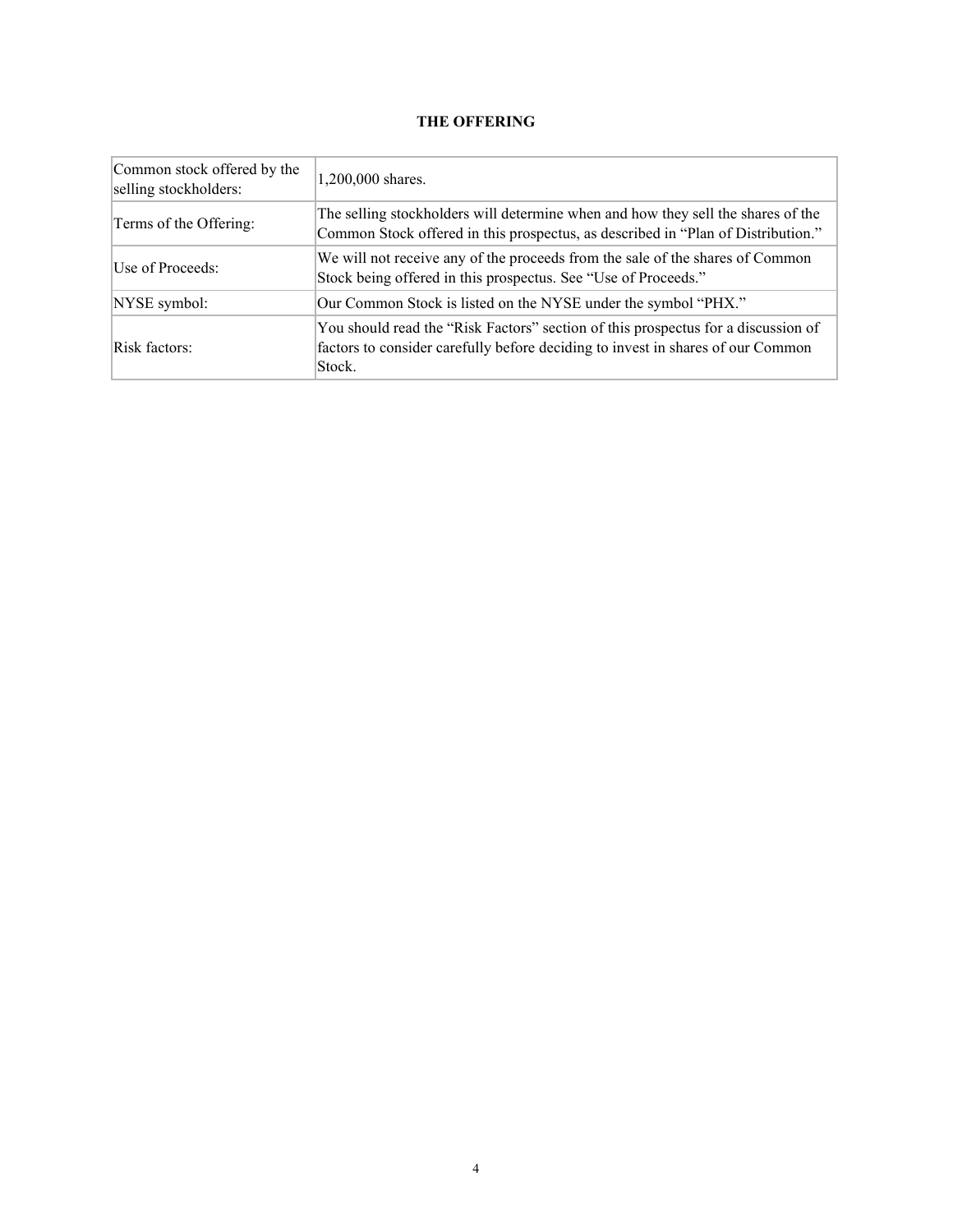## THE OFFERING

| | |
|---|---|
| Common stock offered by the selling stockholders: | 1,200,000 shares. |
| Terms of the Offering: | The selling stockholders will determine when and how they sell the shares of the Common Stock offered in this prospectus, as described in "Plan of Distribution." |
| Use of Proceeds: | We will not receive any of the proceeds from the sale of the shares of Common Stock being offered in this prospectus. See "Use of Proceeds." |
| NYSE symbol: | Our Common Stock is listed on the NYSE under the symbol "PHX." |
| Risk factors: | You should read the "Risk Factors" section of this prospectus for a discussion of factors to consider carefully before deciding to invest in shares of our Common Stock. |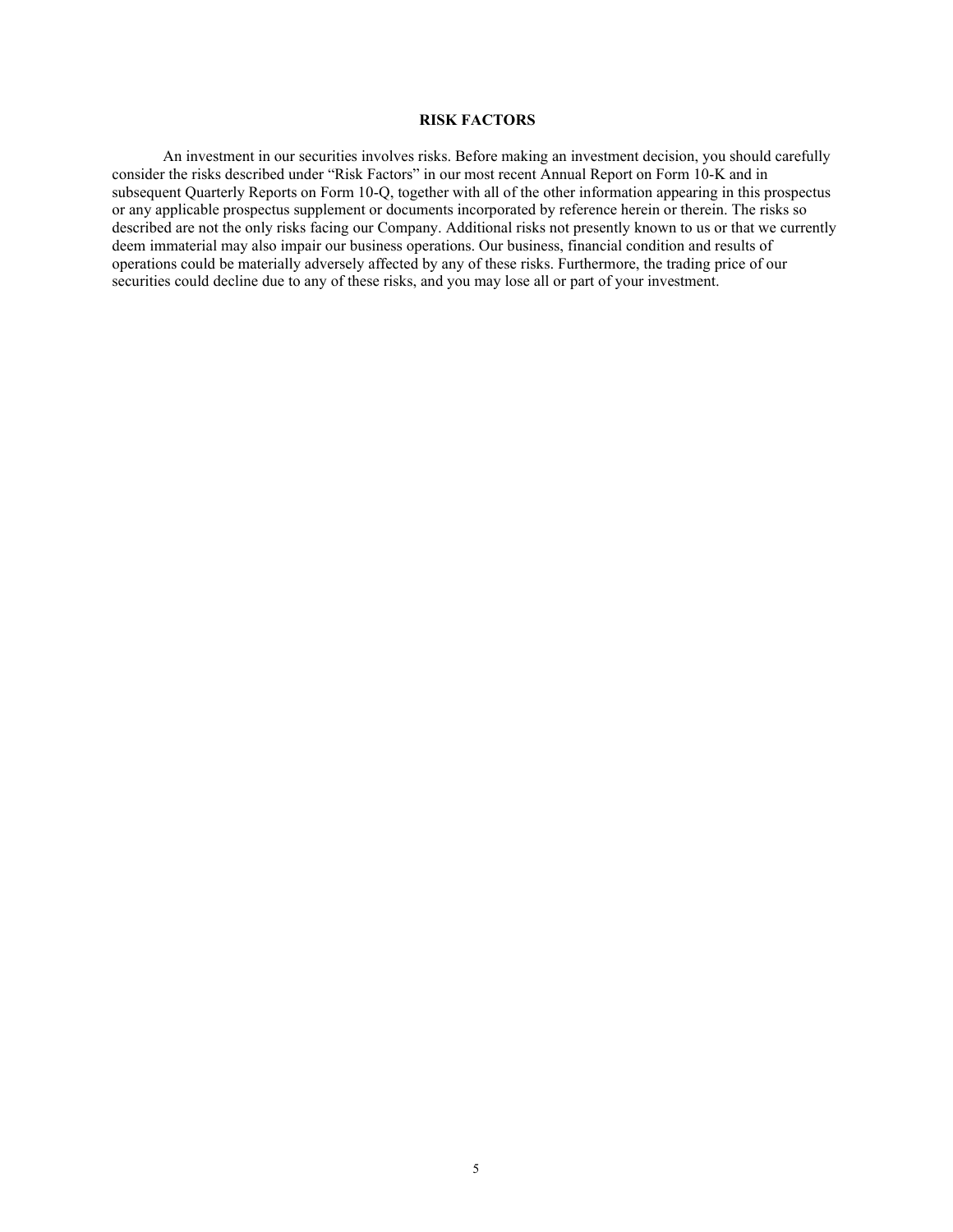# RISK FACTORS

An investment in our securities involves risks. Before making an investment decision, you should carefully consider the risks described under "Risk Factors" in our most recent Annual Report on Form 10-K and in subsequent Quarterly Reports on Form 10-Q, together with all of the other information appearing in this prospectus or any applicable prospectus supplement or documents incorporated by reference herein or therein. The risks so described are not the only risks facing our Company. Additional risks not presently known to us or that we currently deem immaterial may also impair our business operations. Our business, financial condition and results of operations could be materially adversely affected by any of these risks. Furthermore, the trading price of our securities could decline due to any of these risks, and you may lose all or part of your investment.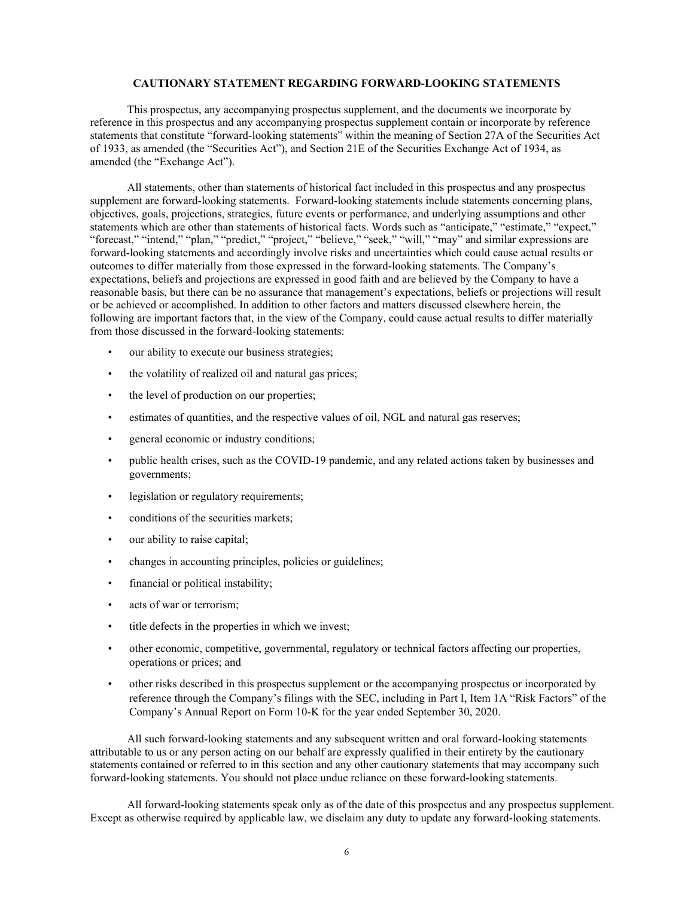## CAUTIONARY STATEMENT REGARDING FORWARD-LOOKING STATEMENTS

This prospectus, any accompanying prospectus supplement, and the documents we incorporate by reference in this prospectus and any accompanying prospectus supplement contain or incorporate by reference statements that constitute "forward-looking statements" within the meaning of Section 27A of the Securities Act of 1933, as amended (the "Securities Act"), and Section 21E of the Securities Exchange Act of 1934, as amended (the "Exchange Act").

All statements, other than statements of historical fact included in this prospectus and any prospectus supplement are forward-looking statements. Forward-looking statements include statements concerning plans, objectives, goals, projections, strategies, future events or performance, and underlying assumptions and other statements which are other than statements of historical facts. Words such as "anticipate," "estimate," "expect," "forecast," "intend," "plan," "predict," "project," "believe," "seek," "will," "may" and similar expressions are forward-looking statements and accordingly involve risks and uncertainties which could cause actual results or outcomes to differ materially from those expressed in the forward-looking statements. The Company's expectations, beliefs and projections are expressed in good faith and are believed by the Company to have a reasonable basis, but there can be no assurance that management's expectations, beliefs or projections will result or be achieved or accomplished. In addition to other factors and matters discussed elsewhere herein, the following are important factors that, in the view of the Company, could cause actual results to differ materially from those discussed in the forward-looking statements:

- our ability to execute our business strategies;
- the volatility of realized oil and natural gas prices;
- the level of production on our properties;
- estimates of quantities, and the respective values of oil, NGL and natural gas reserves;
- general economic or industry conditions;
- public health crises, such as the COVID-19 pandemic, and any related actions taken by businesses and governments;
- legislation or regulatory requirements;
- conditions of the securities markets;
- our ability to raise capital;
- changes in accounting principles, policies or guidelines;
- financial or political instability;
- acts of war or terrorism;
- title defects in the properties in which we invest;
- other economic, competitive, governmental, regulatory or technical factors affecting our properties, operations or prices; and
- other risks described in this prospectus supplement or the accompanying prospectus or incorporated by reference through the Company's filings with the SEC, including in Part I, Item 1A "Risk Factors" of the Company's Annual Report on Form 10-K for the year ended September 30, 2020.

All such forward-looking statements and any subsequent written and oral forward-looking statements attributable to us or any person acting on our behalf are expressly qualified in their entirety by the cautionary statements contained or referred to in this section and any other cautionary statements that may accompany such forward-looking statements. You should not place undue reliance on these forward-looking statements.

All forward-looking statements speak only as of the date of this prospectus and any prospectus supplement. Except as otherwise required by applicable law, we disclaim any duty to update any forward-looking statements.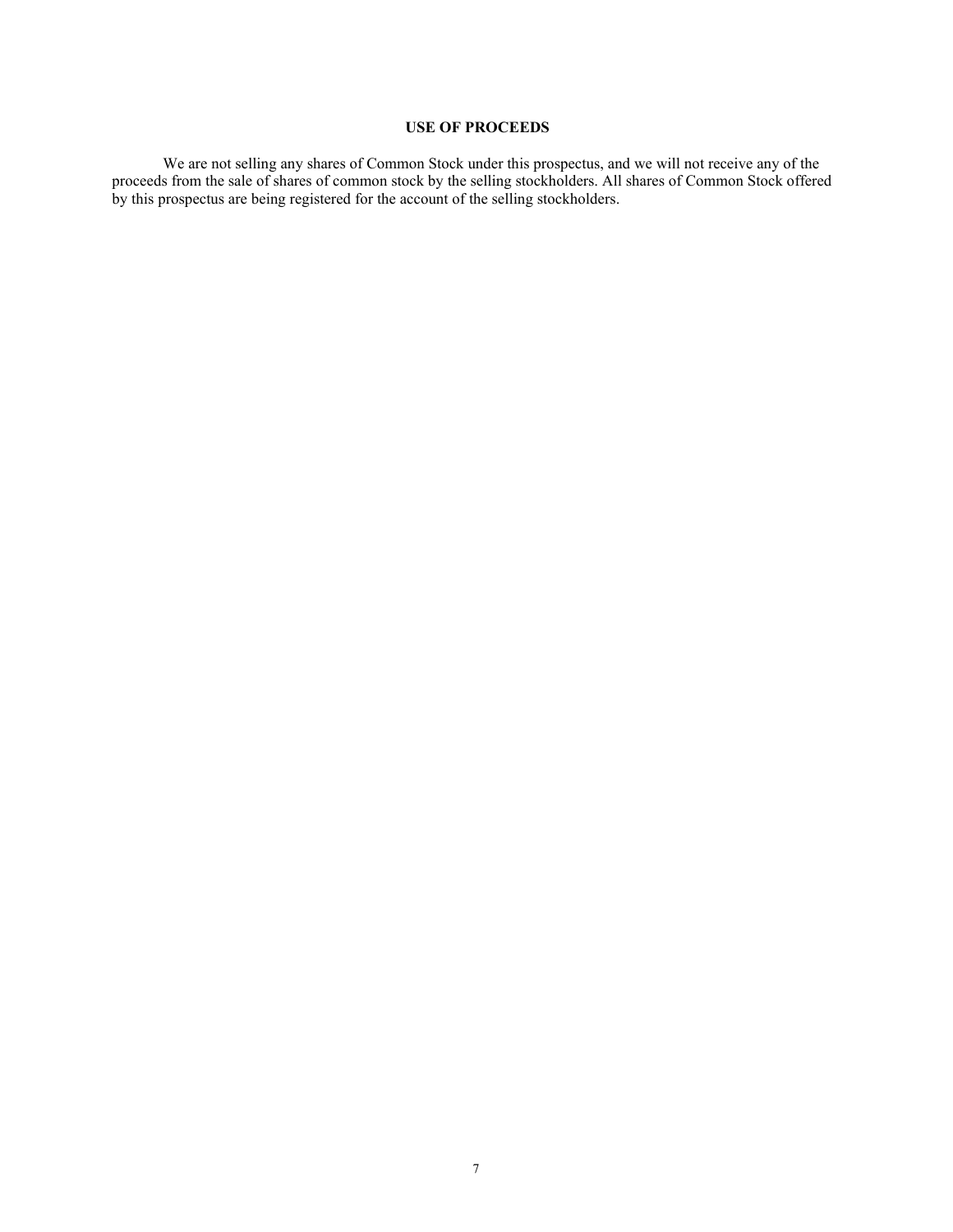## USE OF PROCEEDS

We are not selling any shares of Common Stock under this prospectus, and we will not receive any of the proceeds from the sale of shares of common stock by the selling stockholders. All shares of Common Stock offered by this prospectus are being registered for the account of the selling stockholders.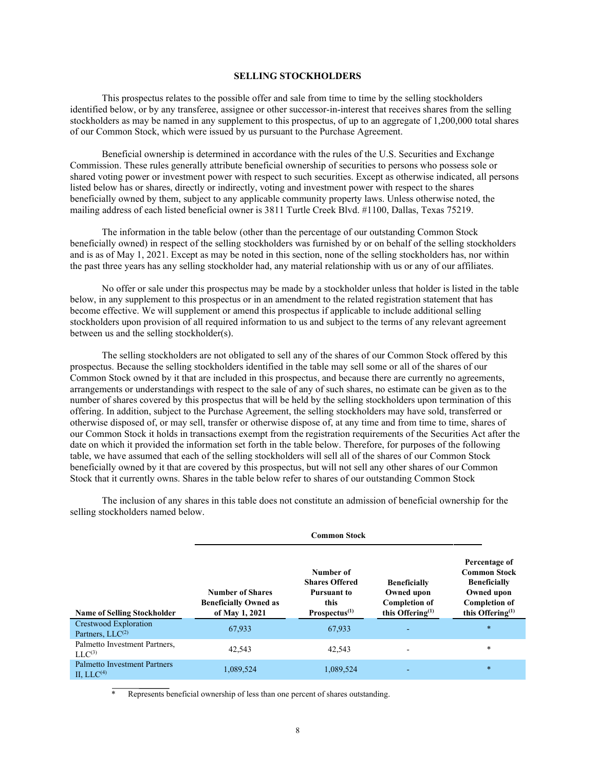## SELLING STOCKHOLDERS

This prospectus relates to the possible offer and sale from time to time by the selling stockholders identified below, or by any transferee, assignee or other successor-in-interest that receives shares from the selling stockholders as may be named in any supplement to this prospectus, of up to an aggregate of 1,200,000 total shares of our Common Stock, which were issued by us pursuant to the Purchase Agreement.

Beneficial ownership is determined in accordance with the rules of the U.S. Securities and Exchange Commission. These rules generally attribute beneficial ownership of securities to persons who possess sole or shared voting power or investment power with respect to such securities. Except as otherwise indicated, all persons listed below has or shares, directly or indirectly, voting and investment power with respect to the shares beneficially owned by them, subject to any applicable community property laws. Unless otherwise noted, the mailing address of each listed beneficial owner is 3811 Turtle Creek Blvd. #1100, Dallas, Texas 75219.

The information in the table below (other than the percentage of our outstanding Common Stock beneficially owned) in respect of the selling stockholders was furnished by or on behalf of the selling stockholders and is as of May 1, 2021. Except as may be noted in this section, none of the selling stockholders has, nor within the past three years has any selling stockholder had, any material relationship with us or any of our affiliates.

No offer or sale under this prospectus may be made by a stockholder unless that holder is listed in the table below, in any supplement to this prospectus or in an amendment to the related registration statement that has become effective. We will supplement or amend this prospectus if applicable to include additional selling stockholders upon provision of all required information to us and subject to the terms of any relevant agreement between us and the selling stockholder(s).

The selling stockholders are not obligated to sell any of the shares of our Common Stock offered by this prospectus. Because the selling stockholders identified in the table may sell some or all of the shares of our Common Stock owned by it that are included in this prospectus, and because there are currently no agreements, arrangements or understandings with respect to the sale of any of such shares, no estimate can be given as to the number of shares covered by this prospectus that will be held by the selling stockholders upon termination of this offering. In addition, subject to the Purchase Agreement, the selling stockholders may have sold, transferred or otherwise disposed of, or may sell, transfer or otherwise dispose of, at any time and from time to time, shares of our Common Stock it holds in transactions exempt from the registration requirements of the Securities Act after the date on which it provided the information set forth in the table below. Therefore, for purposes of the following table, we have assumed that each of the selling stockholders will sell all of the shares of our Common Stock beneficially owned by it that are covered by this prospectus, but will not sell any other shares of our Common Stock that it currently owns. Shares in the table below refer to shares of our outstanding Common Stock

The inclusion of any shares in this table does not constitute an admission of beneficial ownership for the selling stockholders named below.

| | Common Stock | | | |
|---|---|---|---|---|
| **Name of Selling Stockholder** | **Number of Shares Beneficially Owned as of May 1, 2021** | **Number of Shares Offered Pursuant to this Prospectus[(1)]** | **Beneficially Owned upon Completion of this Offering[(1)]** | **Percentage of Common Stock Beneficially Owned upon Completion of this Offering[(1)]** |
| Crestwood Exploration Partners, LLC[(2)] | 67,933 | 67,933 | - | * |
| Palmetto Investment Partners, LLC[(3)] | 42,543 | 42,543 | - | * |
| Palmetto Investment Partners II, LLC[(4)] | 1,089,524 | 1,089,524 | - | * |

\* Represents beneficial ownership of less than one percent of shares outstanding.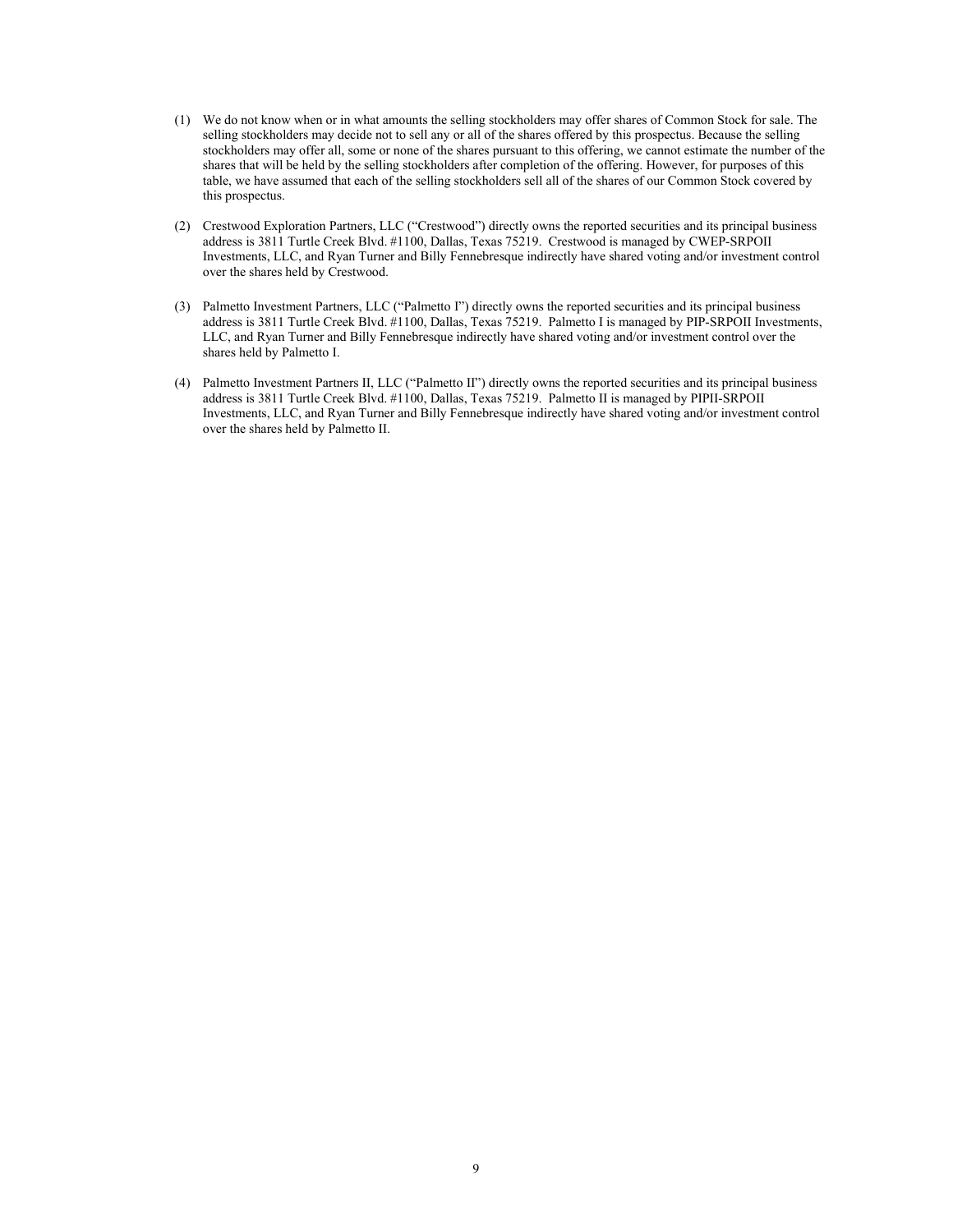(1) We do not know when or in what amounts the selling stockholders may offer shares of Common Stock for sale. The selling stockholders may decide not to sell any or all of the shares offered by this prospectus. Because the selling stockholders may offer all, some or none of the shares pursuant to this offering, we cannot estimate the number of the shares that will be held by the selling stockholders after completion of the offering. However, for purposes of this table, we have assumed that each of the selling stockholders sell all of the shares of our Common Stock covered by this prospectus.

(2) Crestwood Exploration Partners, LLC ("Crestwood") directly owns the reported securities and its principal business address is 3811 Turtle Creek Blvd. #1100, Dallas, Texas 75219. Crestwood is managed by CWEP-SRPOII Investments, LLC, and Ryan Turner and Billy Fennebresque indirectly have shared voting and/or investment control over the shares held by Crestwood.

(3) Palmetto Investment Partners, LLC ("Palmetto I") directly owns the reported securities and its principal business address is 3811 Turtle Creek Blvd. #1100, Dallas, Texas 75219. Palmetto I is managed by PIP-SRPOII Investments, LLC, and Ryan Turner and Billy Fennebresque indirectly have shared voting and/or investment control over the shares held by Palmetto I.

(4) Palmetto Investment Partners II, LLC ("Palmetto II") directly owns the reported securities and its principal business address is 3811 Turtle Creek Blvd. #1100, Dallas, Texas 75219. Palmetto II is managed by PIPII-SRPOII Investments, LLC, and Ryan Turner and Billy Fennebresque indirectly have shared voting and/or investment control over the shares held by Palmetto II.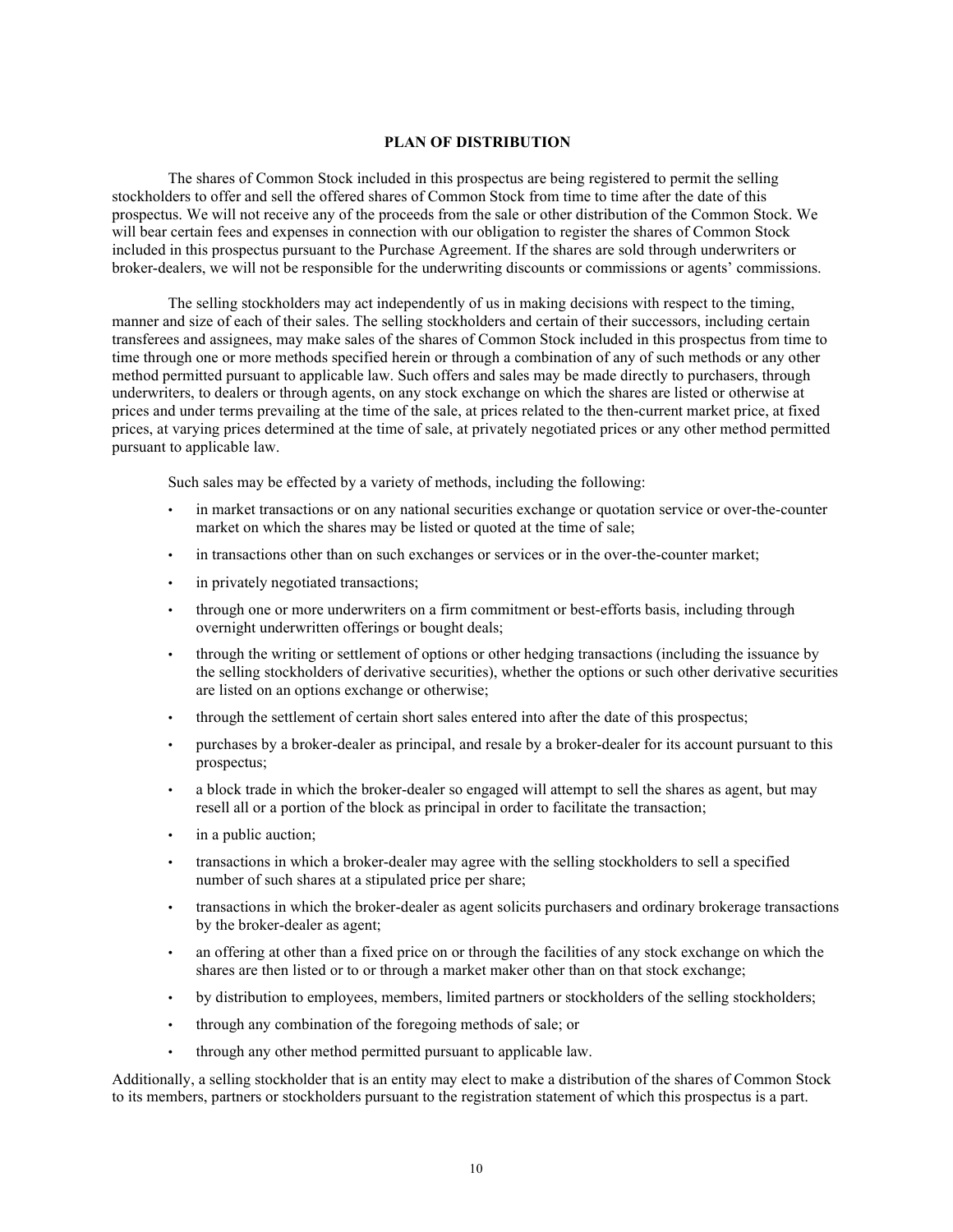## PLAN OF DISTRIBUTION

The shares of Common Stock included in this prospectus are being registered to permit the selling stockholders to offer and sell the offered shares of Common Stock from time to time after the date of this prospectus. We will not receive any of the proceeds from the sale or other distribution of the Common Stock. We will bear certain fees and expenses in connection with our obligation to register the shares of Common Stock included in this prospectus pursuant to the Purchase Agreement. If the shares are sold through underwriters or broker-dealers, we will not be responsible for the underwriting discounts or commissions or agents' commissions.

The selling stockholders may act independently of us in making decisions with respect to the timing, manner and size of each of their sales. The selling stockholders and certain of their successors, including certain transferees and assignees, may make sales of the shares of Common Stock included in this prospectus from time to time through one or more methods specified herein or through a combination of any of such methods or any other method permitted pursuant to applicable law. Such offers and sales may be made directly to purchasers, through underwriters, to dealers or through agents, on any stock exchange on which the shares are listed or otherwise at prices and under terms prevailing at the time of the sale, at prices related to the then-current market price, at fixed prices, at varying prices determined at the time of sale, at privately negotiated prices or any other method permitted pursuant to applicable law.

Such sales may be effected by a variety of methods, including the following:

- in market transactions or on any national securities exchange or quotation service or over-the-counter market on which the shares may be listed or quoted at the time of sale;
- in transactions other than on such exchanges or services or in the over-the-counter market;
- in privately negotiated transactions;
- through one or more underwriters on a firm commitment or best-efforts basis, including through overnight underwritten offerings or bought deals;
- through the writing or settlement of options or other hedging transactions (including the issuance by the selling stockholders of derivative securities), whether the options or such other derivative securities are listed on an options exchange or otherwise;
- through the settlement of certain short sales entered into after the date of this prospectus;
- purchases by a broker-dealer as principal, and resale by a broker-dealer for its account pursuant to this prospectus;
- a block trade in which the broker-dealer so engaged will attempt to sell the shares as agent, but may resell all or a portion of the block as principal in order to facilitate the transaction;
- in a public auction;
- transactions in which a broker-dealer may agree with the selling stockholders to sell a specified number of such shares at a stipulated price per share;
- transactions in which the broker-dealer as agent solicits purchasers and ordinary brokerage transactions by the broker-dealer as agent;
- an offering at other than a fixed price on or through the facilities of any stock exchange on which the shares are then listed or to or through a market maker other than on that stock exchange;
- by distribution to employees, members, limited partners or stockholders of the selling stockholders;
- through any combination of the foregoing methods of sale; or
- through any other method permitted pursuant to applicable law.

Additionally, a selling stockholder that is an entity may elect to make a distribution of the shares of Common Stock to its members, partners or stockholders pursuant to the registration statement of which this prospectus is a part.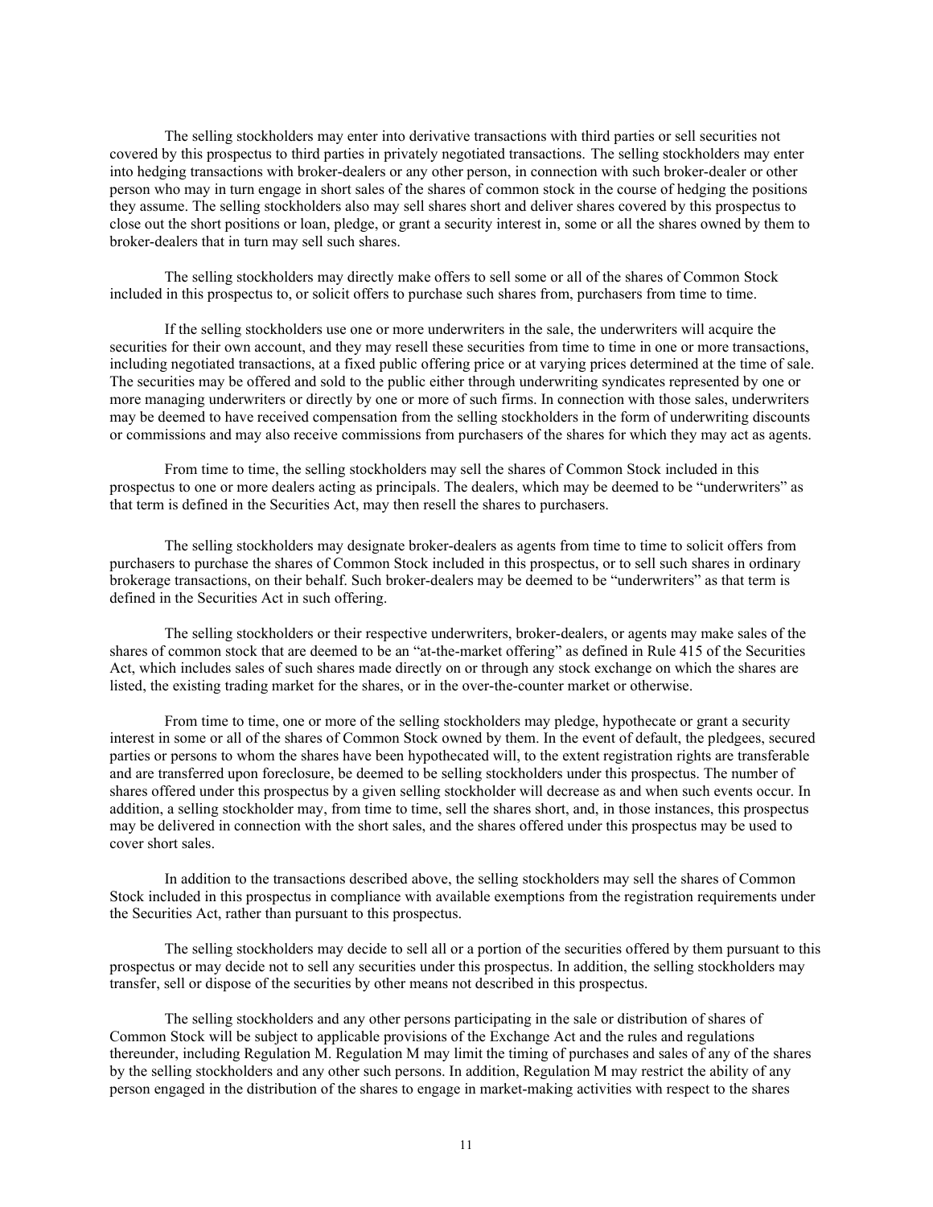The selling stockholders may enter into derivative transactions with third parties or sell securities not covered by this prospectus to third parties in privately negotiated transactions. The selling stockholders may enter into hedging transactions with broker-dealers or any other person, in connection with such broker-dealer or other person who may in turn engage in short sales of the shares of common stock in the course of hedging the positions they assume. The selling stockholders also may sell shares short and deliver shares covered by this prospectus to close out the short positions or loan, pledge, or grant a security interest in, some or all the shares owned by them to broker-dealers that in turn may sell such shares.

The selling stockholders may directly make offers to sell some or all of the shares of Common Stock included in this prospectus to, or solicit offers to purchase such shares from, purchasers from time to time.

If the selling stockholders use one or more underwriters in the sale, the underwriters will acquire the securities for their own account, and they may resell these securities from time to time in one or more transactions, including negotiated transactions, at a fixed public offering price or at varying prices determined at the time of sale. The securities may be offered and sold to the public either through underwriting syndicates represented by one or more managing underwriters or directly by one or more of such firms. In connection with those sales, underwriters may be deemed to have received compensation from the selling stockholders in the form of underwriting discounts or commissions and may also receive commissions from purchasers of the shares for which they may act as agents.

From time to time, the selling stockholders may sell the shares of Common Stock included in this prospectus to one or more dealers acting as principals. The dealers, which may be deemed to be "underwriters" as that term is defined in the Securities Act, may then resell the shares to purchasers.

The selling stockholders may designate broker-dealers as agents from time to time to solicit offers from purchasers to purchase the shares of Common Stock included in this prospectus, or to sell such shares in ordinary brokerage transactions, on their behalf. Such broker-dealers may be deemed to be "underwriters" as that term is defined in the Securities Act in such offering.

The selling stockholders or their respective underwriters, broker-dealers, or agents may make sales of the shares of common stock that are deemed to be an "at-the-market offering" as defined in Rule 415 of the Securities Act, which includes sales of such shares made directly on or through any stock exchange on which the shares are listed, the existing trading market for the shares, or in the over-the-counter market or otherwise.

From time to time, one or more of the selling stockholders may pledge, hypothecate or grant a security interest in some or all of the shares of Common Stock owned by them. In the event of default, the pledgees, secured parties or persons to whom the shares have been hypothecated will, to the extent registration rights are transferable and are transferred upon foreclosure, be deemed to be selling stockholders under this prospectus. The number of shares offered under this prospectus by a given selling stockholder will decrease as and when such events occur. In addition, a selling stockholder may, from time to time, sell the shares short, and, in those instances, this prospectus may be delivered in connection with the short sales, and the shares offered under this prospectus may be used to cover short sales.

In addition to the transactions described above, the selling stockholders may sell the shares of Common Stock included in this prospectus in compliance with available exemptions from the registration requirements under the Securities Act, rather than pursuant to this prospectus.

The selling stockholders may decide to sell all or a portion of the securities offered by them pursuant to this prospectus or may decide not to sell any securities under this prospectus. In addition, the selling stockholders may transfer, sell or dispose of the securities by other means not described in this prospectus.

The selling stockholders and any other persons participating in the sale or distribution of shares of Common Stock will be subject to applicable provisions of the Exchange Act and the rules and regulations thereunder, including Regulation M. Regulation M may limit the timing of purchases and sales of any of the shares by the selling stockholders and any other such persons. In addition, Regulation M may restrict the ability of any person engaged in the distribution of the shares to engage in market-making activities with respect to the shares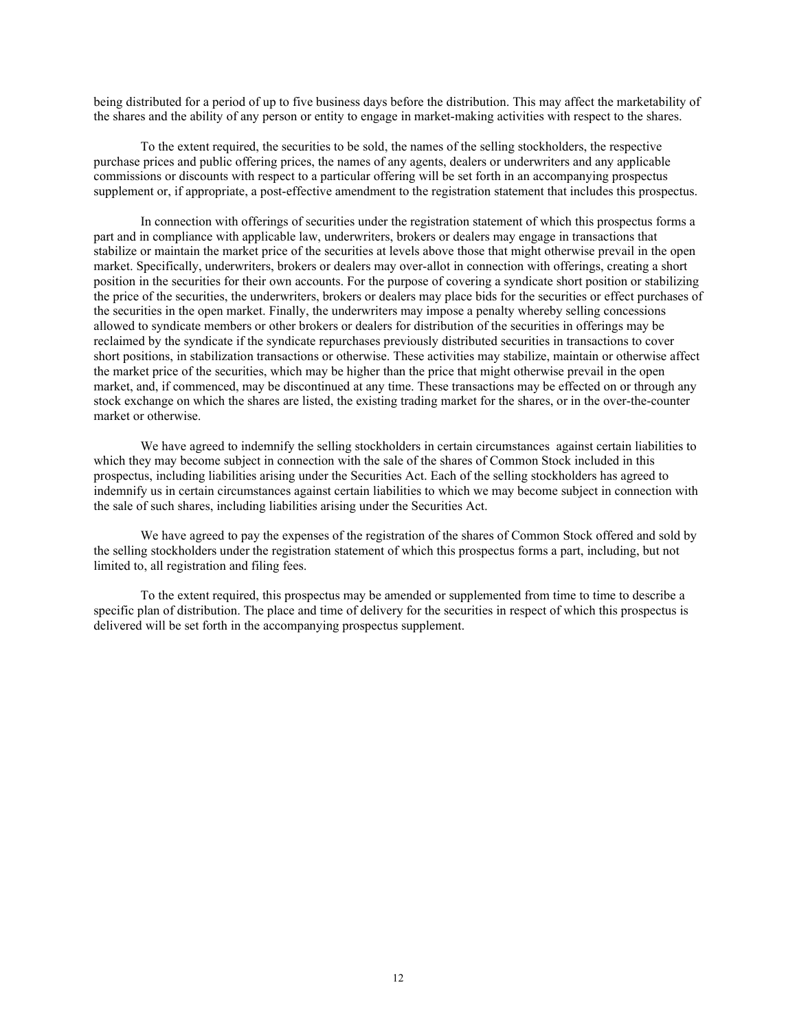being distributed for a period of up to five business days before the distribution. This may affect the marketability of the shares and the ability of any person or entity to engage in market-making activities with respect to the shares.

To the extent required, the securities to be sold, the names of the selling stockholders, the respective purchase prices and public offering prices, the names of any agents, dealers or underwriters and any applicable commissions or discounts with respect to a particular offering will be set forth in an accompanying prospectus supplement or, if appropriate, a post-effective amendment to the registration statement that includes this prospectus.

In connection with offerings of securities under the registration statement of which this prospectus forms a part and in compliance with applicable law, underwriters, brokers or dealers may engage in transactions that stabilize or maintain the market price of the securities at levels above those that might otherwise prevail in the open market. Specifically, underwriters, brokers or dealers may over-allot in connection with offerings, creating a short position in the securities for their own accounts. For the purpose of covering a syndicate short position or stabilizing the price of the securities, the underwriters, brokers or dealers may place bids for the securities or effect purchases of the securities in the open market. Finally, the underwriters may impose a penalty whereby selling concessions allowed to syndicate members or other brokers or dealers for distribution of the securities in offerings may be reclaimed by the syndicate if the syndicate repurchases previously distributed securities in transactions to cover short positions, in stabilization transactions or otherwise. These activities may stabilize, maintain or otherwise affect the market price of the securities, which may be higher than the price that might otherwise prevail in the open market, and, if commenced, may be discontinued at any time. These transactions may be effected on or through any stock exchange on which the shares are listed, the existing trading market for the shares, or in the over-the-counter market or otherwise.

We have agreed to indemnify the selling stockholders in certain circumstances against certain liabilities to which they may become subject in connection with the sale of the shares of Common Stock included in this prospectus, including liabilities arising under the Securities Act. Each of the selling stockholders has agreed to indemnify us in certain circumstances against certain liabilities to which we may become subject in connection with the sale of such shares, including liabilities arising under the Securities Act.

We have agreed to pay the expenses of the registration of the shares of Common Stock offered and sold by the selling stockholders under the registration statement of which this prospectus forms a part, including, but not limited to, all registration and filing fees.

To the extent required, this prospectus may be amended or supplemented from time to time to describe a specific plan of distribution. The place and time of delivery for the securities in respect of which this prospectus is delivered will be set forth in the accompanying prospectus supplement.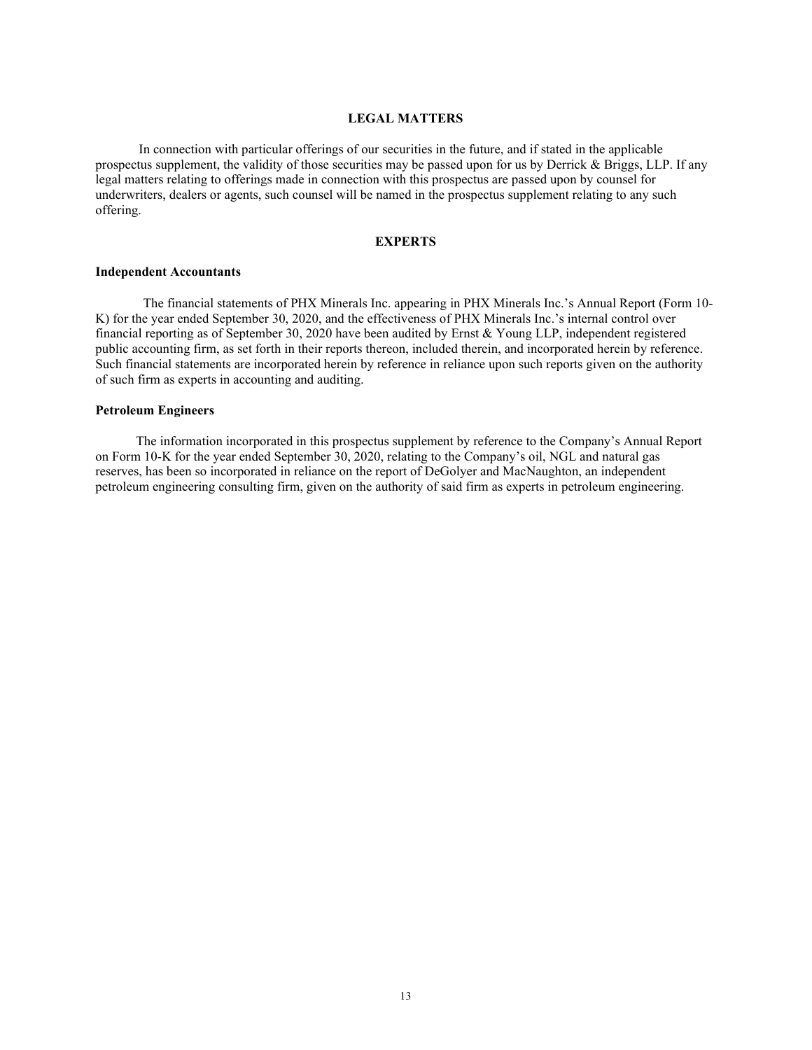## LEGAL MATTERS

In connection with particular offerings of our securities in the future, and if stated in the applicable prospectus supplement, the validity of those securities may be passed upon for us by Derrick & Briggs, LLP. If any legal matters relating to offerings made in connection with this prospectus are passed upon by counsel for underwriters, dealers or agents, such counsel will be named in the prospectus supplement relating to any such offering.

## EXPERTS

### Independent Accountants

The financial statements of PHX Minerals Inc. appearing in PHX Minerals Inc.'s Annual Report (Form 10-K) for the year ended September 30, 2020, and the effectiveness of PHX Minerals Inc.'s internal control over financial reporting as of September 30, 2020 have been audited by Ernst & Young LLP, independent registered public accounting firm, as set forth in their reports thereon, included therein, and incorporated herein by reference. Such financial statements are incorporated herein by reference in reliance upon such reports given on the authority of such firm as experts in accounting and auditing.

### Petroleum Engineers

The information incorporated in this prospectus supplement by reference to the Company's Annual Report on Form 10-K for the year ended September 30, 2020, relating to the Company's oil, NGL and natural gas reserves, has been so incorporated in reliance on the report of DeGolyer and MacNaughton, an independent petroleum engineering consulting firm, given on the authority of said firm as experts in petroleum engineering.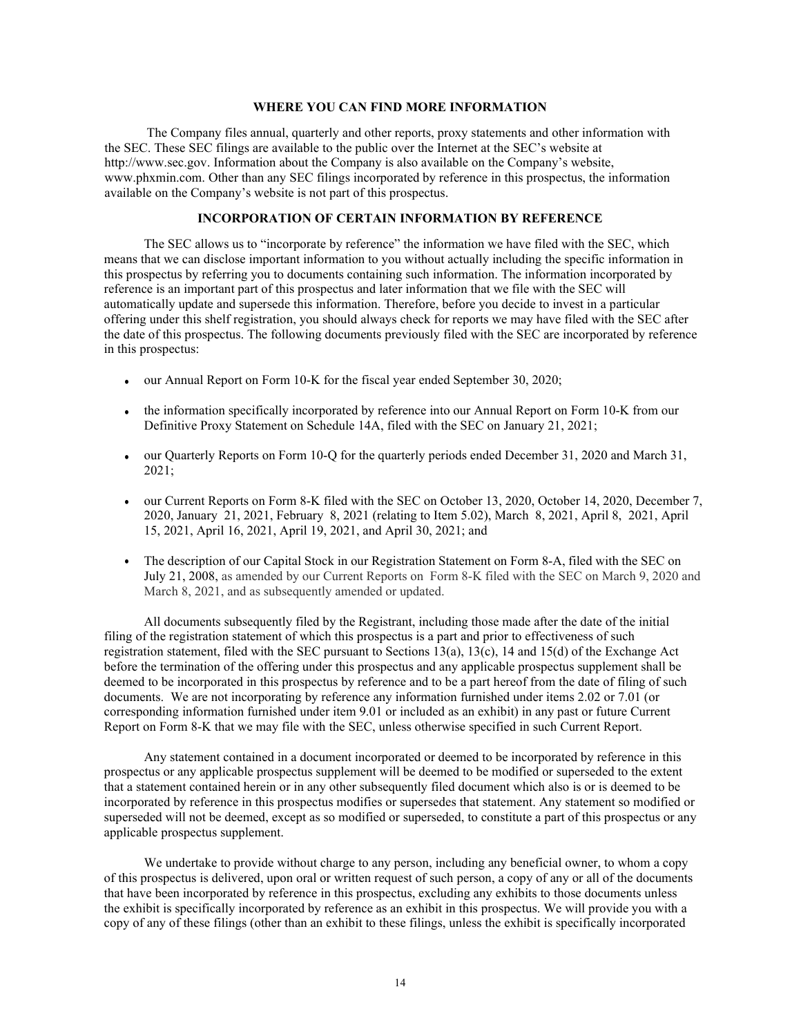## WHERE YOU CAN FIND MORE INFORMATION

The Company files annual, quarterly and other reports, proxy statements and other information with the SEC. These SEC filings are available to the public over the Internet at the SEC's website at http://www.sec.gov. Information about the Company is also available on the Company's website, www.phxmin.com. Other than any SEC filings incorporated by reference in this prospectus, the information available on the Company's website is not part of this prospectus.

## INCORPORATION OF CERTAIN INFORMATION BY REFERENCE

The SEC allows us to "incorporate by reference" the information we have filed with the SEC, which means that we can disclose important information to you without actually including the specific information in this prospectus by referring you to documents containing such information. The information incorporated by reference is an important part of this prospectus and later information that we file with the SEC will automatically update and supersede this information. Therefore, before you decide to invest in a particular offering under this shelf registration, you should always check for reports we may have filed with the SEC after the date of this prospectus. The following documents previously filed with the SEC are incorporated by reference in this prospectus:

- our Annual Report on Form 10-K for the fiscal year ended September 30, 2020;
- the information specifically incorporated by reference into our Annual Report on Form 10-K from our Definitive Proxy Statement on Schedule 14A, filed with the SEC on January 21, 2021;
- our Quarterly Reports on Form 10-Q for the quarterly periods ended December 31, 2020 and March 31, 2021;
- our Current Reports on Form 8-K filed with the SEC on October 13, 2020, October 14, 2020, December 7, 2020, January 21, 2021, February 8, 2021 (relating to Item 5.02), March 8, 2021, April 8, 2021, April 15, 2021, April 16, 2021, April 19, 2021, and April 30, 2021; and
- The description of our Capital Stock in our Registration Statement on Form 8-A, filed with the SEC on July 21, 2008, as amended by our Current Reports on Form 8-K filed with the SEC on March 9, 2020 and March 8, 2021, and as subsequently amended or updated.

All documents subsequently filed by the Registrant, including those made after the date of the initial filing of the registration statement of which this prospectus is a part and prior to effectiveness of such registration statement, filed with the SEC pursuant to Sections 13(a), 13(c), 14 and 15(d) of the Exchange Act before the termination of the offering under this prospectus and any applicable prospectus supplement shall be deemed to be incorporated in this prospectus by reference and to be a part hereof from the date of filing of such documents. We are not incorporating by reference any information furnished under items 2.02 or 7.01 (or corresponding information furnished under item 9.01 or included as an exhibit) in any past or future Current Report on Form 8-K that we may file with the SEC, unless otherwise specified in such Current Report.

Any statement contained in a document incorporated or deemed to be incorporated by reference in this prospectus or any applicable prospectus supplement will be deemed to be modified or superseded to the extent that a statement contained herein or in any other subsequently filed document which also is or is deemed to be incorporated by reference in this prospectus modifies or supersedes that statement. Any statement so modified or superseded will not be deemed, except as so modified or superseded, to constitute a part of this prospectus or any applicable prospectus supplement.

We undertake to provide without charge to any person, including any beneficial owner, to whom a copy of this prospectus is delivered, upon oral or written request of such person, a copy of any or all of the documents that have been incorporated by reference in this prospectus, excluding any exhibits to those documents unless the exhibit is specifically incorporated by reference as an exhibit in this prospectus. We will provide you with a copy of any of these filings (other than an exhibit to these filings, unless the exhibit is specifically incorporated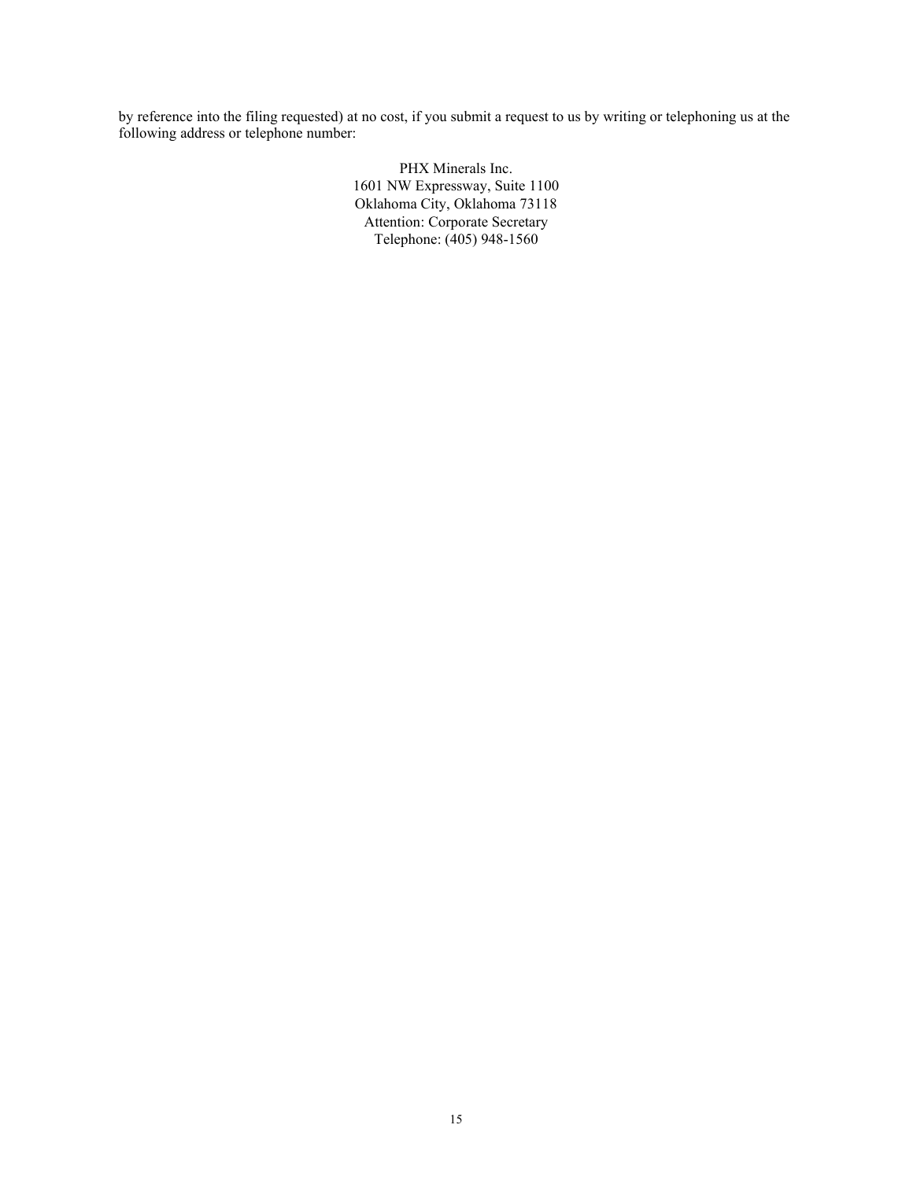by reference into the filing requested) at no cost, if you submit a request to us by writing or telephoning us at the following address or telephone number:

PHX Minerals Inc.
1601 NW Expressway, Suite 1100
Oklahoma City, Oklahoma 73118
Attention: Corporate Secretary
Telephone: (405) 948-1560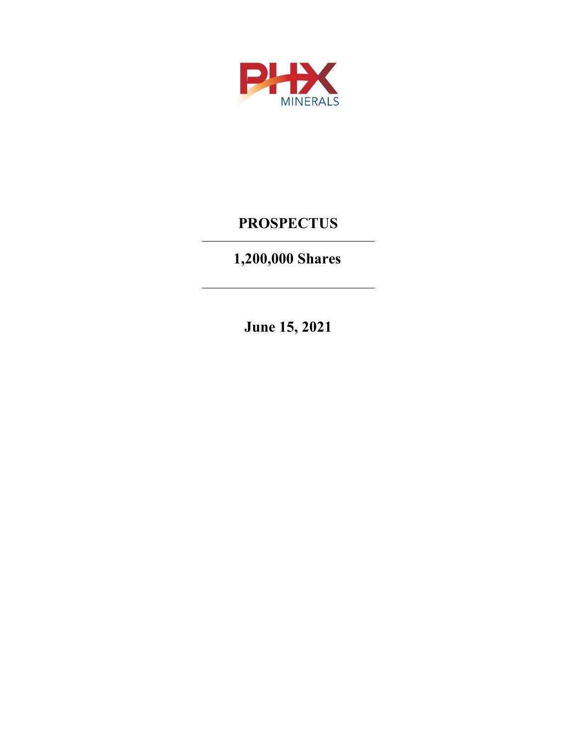PHX MINERALS

# PROSPECTUS

---

## 1,200,000 Shares

---

**June 15, 2021**